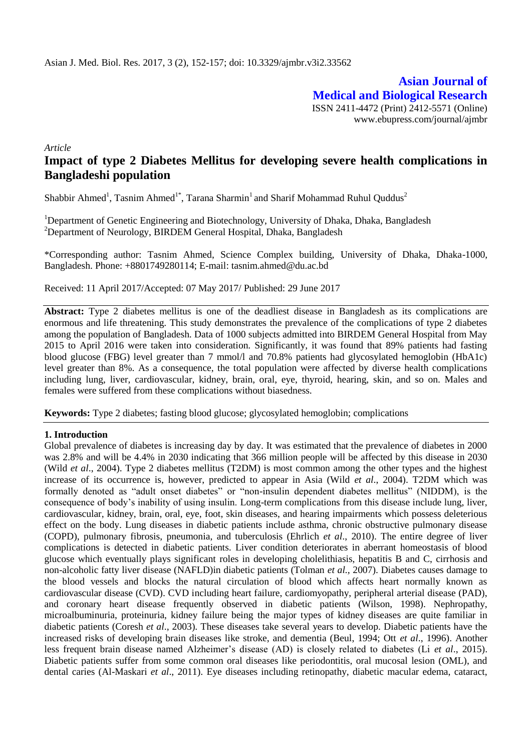**Asian Journal of Medical and Biological Research**

ISSN 2411-4472 (Print) 2412-5571 (Online)
www.ebupress.com/journal/ajmbr

*Article*

# Impact of type 2 Diabetes Mellitus for developing severe health complications in Bangladeshi population

Shabbir Ahmed[1], Tasnim Ahmed[1*], Tarana Sharmin[1] and Sharif Mohammad Ruhul Quddus[2]

[1]Department of Genetic Engineering and Biotechnology, University of Dhaka, Dhaka, Bangladesh
[2]Department of Neurology, BIRDEM General Hospital, Dhaka, Bangladesh

*Corresponding author: Tasnim Ahmed, Science Complex building, University of Dhaka, Dhaka-1000, Bangladesh. Phone: +8801749280114; E-mail: tasnim.ahmed@du.ac.bd

Received: 11 April 2017/Accepted: 07 May 2017/ Published: 29 June 2017

**Abstract:** Type 2 diabetes mellitus is one of the deadliest disease in Bangladesh as its complications are enormous and life threatening. This study demonstrates the prevalence of the complications of type 2 diabetes among the population of Bangladesh. Data of 1000 subjects admitted into BIRDEM General Hospital from May 2015 to April 2016 were taken into consideration. Significantly, it was found that 89% patients had fasting blood glucose (FBG) level greater than 7 mmol/l and 70.8% patients had glycosylated hemoglobin (HbA1c) level greater than 8%. As a consequence, the total population were affected by diverse health complications including lung, liver, cardiovascular, kidney, brain, oral, eye, thyroid, hearing, skin, and so on. Males and females were suffered from these complications without biasedness.

**Keywords:** Type 2 diabetes; fasting blood glucose; glycosylated hemoglobin; complications

## 1. Introduction

Global prevalence of diabetes is increasing day by day. It was estimated that the prevalence of diabetes in 2000 was 2.8% and will be 4.4% in 2030 indicating that 366 million people will be affected by this disease in 2030 (Wild *et al*., 2004). Type 2 diabetes mellitus (T2DM) is most common among the other types and the highest increase of its occurrence is, however, predicted to appear in Asia (Wild *et al*., 2004). T2DM which was formally denoted as "adult onset diabetes" or "non-insulin dependent diabetes mellitus" (NIDDM), is the consequence of body's inability of using insulin. Long-term complications from this disease include lung, liver, cardiovascular, kidney, brain, oral, eye, foot, skin diseases, and hearing impairments which possess deleterious effect on the body. Lung diseases in diabetic patients include asthma, chronic obstructive pulmonary disease (COPD), pulmonary fibrosis, pneumonia, and tuberculosis (Ehrlich *et al*., 2010). The entire degree of liver complications is detected in diabetic patients. Liver condition deteriorates in aberrant homeostasis of blood glucose which eventually plays significant roles in developing cholelithiasis, hepatitis B and C, cirrhosis and non-alcoholic fatty liver disease (NAFLD)in diabetic patients (Tolman *et al.,* 2007). Diabetes causes damage to the blood vessels and blocks the natural circulation of blood which affects heart normally known as cardiovascular disease (CVD). CVD including heart failure, cardiomyopathy, peripheral arterial disease (PAD), and coronary heart disease frequently observed in diabetic patients (Wilson, 1998). Nephropathy, microalbuminuria, proteinuria, kidney failure being the major types of kidney diseases are quite familiar in diabetic patients (Coresh *et al*., 2003). These diseases take several years to develop. Diabetic patients have the increased risks of developing brain diseases like stroke, and dementia (Beul, 1994; Ott *et al*., 1996). Another less frequent brain disease named Alzheimer's disease (AD) is closely related to diabetes (Li *et al*., 2015). Diabetic patients suffer from some common oral diseases like periodontitis, oral mucosal lesion (OML), and dental caries (Al-Maskari *et al*., 2011). Eye diseases including retinopathy, diabetic macular edema, cataract,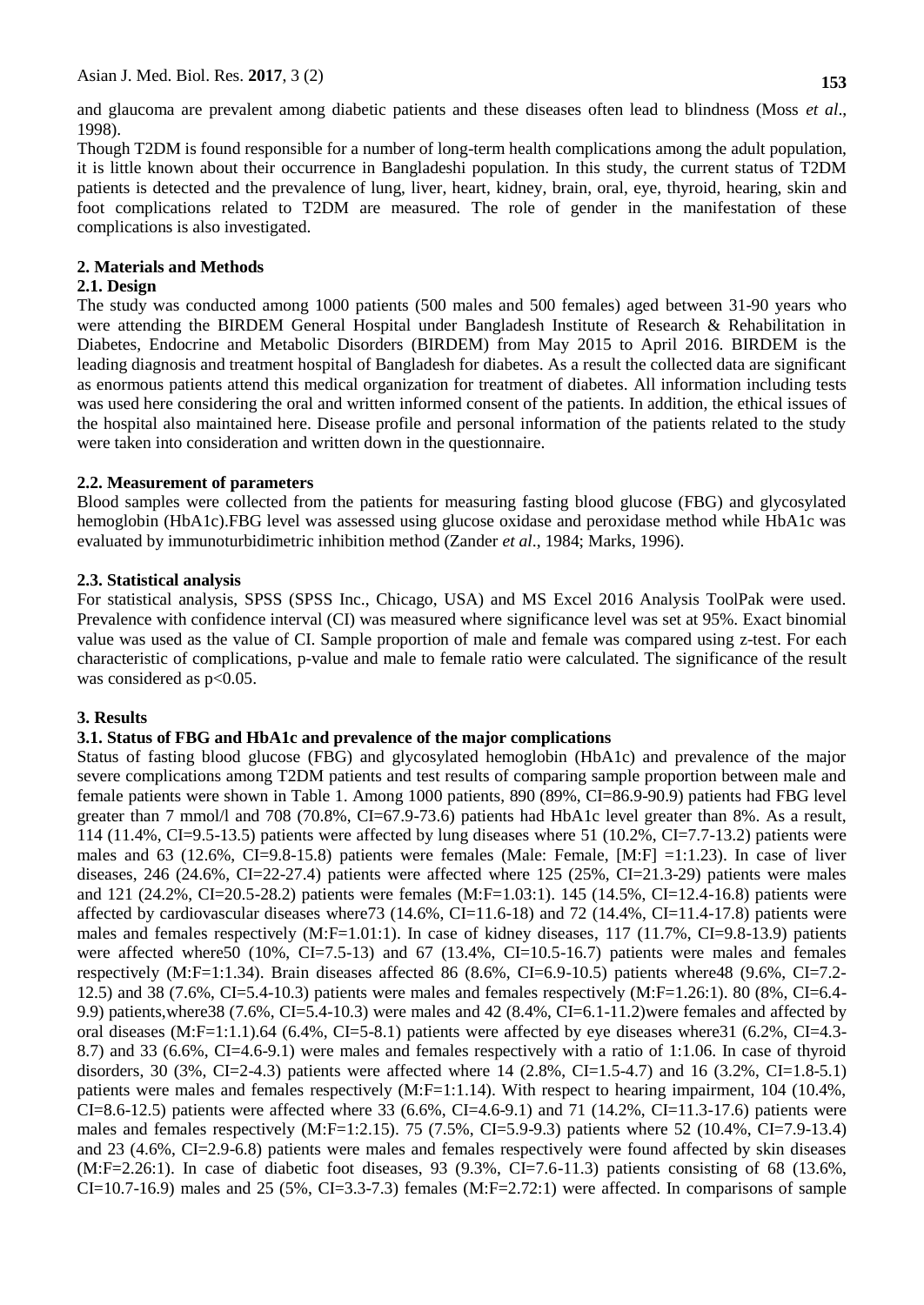and glaucoma are prevalent among diabetic patients and these diseases often lead to blindness (Moss *et al*., 1998).

Though T2DM is found responsible for a number of long-term health complications among the adult population, it is little known about their occurrence in Bangladeshi population. In this study, the current status of T2DM patients is detected and the prevalence of lung, liver, heart, kidney, brain, oral, eye, thyroid, hearing, skin and foot complications related to T2DM are measured. The role of gender in the manifestation of these complications is also investigated.

## 2. Materials and Methods

### 2.1. Design

The study was conducted among 1000 patients (500 males and 500 females) aged between 31-90 years who were attending the BIRDEM General Hospital under Bangladesh Institute of Research & Rehabilitation in Diabetes, Endocrine and Metabolic Disorders (BIRDEM) from May 2015 to April 2016. BIRDEM is the leading diagnosis and treatment hospital of Bangladesh for diabetes. As a result the collected data are significant as enormous patients attend this medical organization for treatment of diabetes. All information including tests was used here considering the oral and written informed consent of the patients. In addition, the ethical issues of the hospital also maintained here. Disease profile and personal information of the patients related to the study were taken into consideration and written down in the questionnaire.

### 2.2. Measurement of parameters

Blood samples were collected from the patients for measuring fasting blood glucose (FBG) and glycosylated hemoglobin (HbA1c).FBG level was assessed using glucose oxidase and peroxidase method while HbA1c was evaluated by immunoturbidimetric inhibition method (Zander *et al*., 1984; Marks, 1996).

### 2.3. Statistical analysis

For statistical analysis, SPSS (SPSS Inc., Chicago, USA) and MS Excel 2016 Analysis ToolPak were used. Prevalence with confidence interval (CI) was measured where significance level was set at 95%. Exact binomial value was used as the value of CI. Sample proportion of male and female was compared using z-test. For each characteristic of complications, p-value and male to female ratio were calculated. The significance of the result was considered as $p<0.05$.

## 3. Results

### 3.1. Status of FBG and HbA1c and prevalence of the major complications

Status of fasting blood glucose (FBG) and glycosylated hemoglobin (HbA1c) and prevalence of the major severe complications among T2DM patients and test results of comparing sample proportion between male and female patients were shown in Table 1. Among 1000 patients, 890 (89%, CI=86.9-90.9) patients had FBG level greater than 7 mmol/l and 708 (70.8%, CI=67.9-73.6) patients had HbA1c level greater than 8%. As a result, 114 (11.4%, CI=9.5-13.5) patients were affected by lung diseases where 51 (10.2%, CI=7.7-13.2) patients were males and 63 (12.6%, CI=9.8-15.8) patients were females (Male: Female, [M:F] =1:1.23). In case of liver diseases, 246 (24.6%, CI=22-27.4) patients were affected where 125 (25%, CI=21.3-29) patients were males and 121 (24.2%, CI=20.5-28.2) patients were females (M:F=1.03:1). 145 (14.5%, CI=12.4-16.8) patients were affected by cardiovascular diseases where73 (14.6%, CI=11.6-18) and 72 (14.4%, CI=11.4-17.8) patients were males and females respectively (M:F=1.01:1). In case of kidney diseases, 117 (11.7%, CI=9.8-13.9) patients were affected where50 (10%, CI=7.5-13) and 67 (13.4%, CI=10.5-16.7) patients were males and females respectively (M:F=1:1.34). Brain diseases affected 86 (8.6%, CI=6.9-10.5) patients where48 (9.6%, CI=7.2-12.5) and 38 (7.6%, CI=5.4-10.3) patients were males and females respectively (M:F=1.26:1). 80 (8%, CI=6.4-9.9) patients,where38 (7.6%, CI=5.4-10.3) were males and 42 (8.4%, CI=6.1-11.2)were females and affected by oral diseases (M:F=1:1.1).64 (6.4%, CI=5-8.1) patients were affected by eye diseases where31 (6.2%, CI=4.3-8.7) and 33 (6.6%, CI=4.6-9.1) were males and females respectively with a ratio of 1:1.06. In case of thyroid disorders, 30 (3%, CI=2-4.3) patients were affected where 14 (2.8%, CI=1.5-4.7) and 16 (3.2%, CI=1.8-5.1) patients were males and females respectively (M:F=1:1.14). With respect to hearing impairment, 104 (10.4%, CI=8.6-12.5) patients were affected where 33 (6.6%, CI=4.6-9.1) and 71 (14.2%, CI=11.3-17.6) patients were males and females respectively (M:F=1:2.15). 75 (7.5%, CI=5.9-9.3) patients where 52 (10.4%, CI=7.9-13.4) and 23 (4.6%, CI=2.9-6.8) patients were males and females respectively were found affected by skin diseases (M:F=2.26:1). In case of diabetic foot diseases, 93 (9.3%, CI=7.6-11.3) patients consisting of 68 (13.6%, CI=10.7-16.9) males and 25 (5%, CI=3.3-7.3) females (M:F=2.72:1) were affected. In comparisons of sample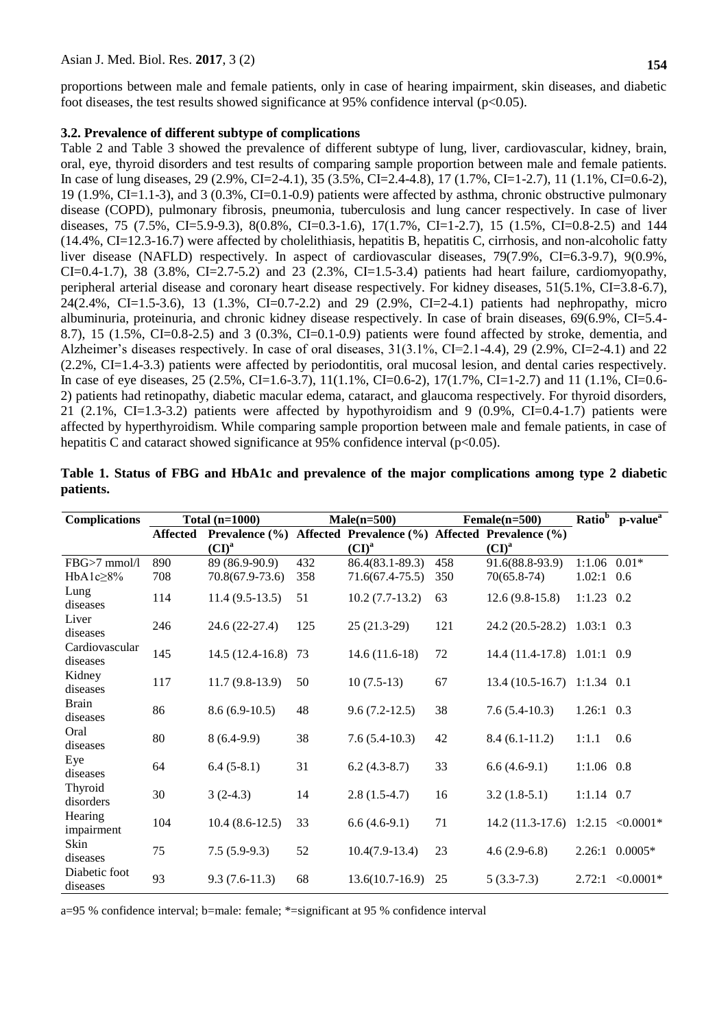proportions between male and female patients, only in case of hearing impairment, skin diseases, and diabetic foot diseases, the test results showed significance at 95% confidence interval ($p<0.05$).

### 3.2. Prevalence of different subtype of complications

Table 2 and Table 3 showed the prevalence of different subtype of lung, liver, cardiovascular, kidney, brain, oral, eye, thyroid disorders and test results of comparing sample proportion between male and female patients. In case of lung diseases, 29 (2.9%, CI=2-4.1), 35 (3.5%, CI=2.4-4.8), 17 (1.7%, CI=1-2.7), 11 (1.1%, CI=0.6-2), 19 (1.9%, CI=1.1-3), and 3 (0.3%, CI=0.1-0.9) patients were affected by asthma, chronic obstructive pulmonary disease (COPD), pulmonary fibrosis, pneumonia, tuberculosis and lung cancer respectively. In case of liver diseases, 75 (7.5%, CI=5.9-9.3), 8(0.8%, CI=0.3-1.6), 17(1.7%, CI=1-2.7), 15 (1.5%, CI=0.8-2.5) and 144 (14.4%, CI=12.3-16.7) were affected by cholelithiasis, hepatitis B, hepatitis C, cirrhosis, and non-alcoholic fatty liver disease (NAFLD) respectively. In aspect of cardiovascular diseases, 79(7.9%, CI=6.3-9.7), 9(0.9%, CI=0.4-1.7), 38 (3.8%, CI=2.7-5.2) and 23 (2.3%, CI=1.5-3.4) patients had heart failure, cardiomyopathy, peripheral arterial disease and coronary heart disease respectively. For kidney diseases, 51(5.1%, CI=3.8-6.7), 24(2.4%, CI=1.5-3.6), 13 (1.3%, CI=0.7-2.2) and 29 (2.9%, CI=2-4.1) patients had nephropathy, micro albuminuria, proteinuria, and chronic kidney disease respectively. In case of brain diseases, 69(6.9%, CI=5.4-8.7), 15 (1.5%, CI=0.8-2.5) and 3 (0.3%, CI=0.1-0.9) patients were found affected by stroke, dementia, and Alzheimer's diseases respectively. In case of oral diseases, 31(3.1%, CI=2.1-4.4), 29 (2.9%, CI=2-4.1) and 22 (2.2%, CI=1.4-3.3) patients were affected by periodontitis, oral mucosal lesion, and dental caries respectively. In case of eye diseases, 25 (2.5%, CI=1.6-3.7), 11(1.1%, CI=0.6-2), 17(1.7%, CI=1-2.7) and 11 (1.1%, CI=0.6-2) patients had retinopathy, diabetic macular edema, cataract, and glaucoma respectively. For thyroid disorders, 21 (2.1%, CI=1.3-3.2) patients were affected by hypothyroidism and 9 (0.9%, CI=0.4-1.7) patients were affected by hyperthyroidism. While comparing sample proportion between male and female patients, in case of hepatitis C and cataract showed significance at 95% confidence interval ($p<0.05$).

**Table 1. Status of FBG and HbA1c and prevalence of the major complications among type 2 diabetic patients.**

| Complications | Total (n=1000) | | Male(n=500) | | Female(n=500) | | Ratio[b] | p-value[a] |
|---|---|---|---|---|---|---|---|---|
| | Affected | Prevalence (%) (CI)[a] | Affected | Prevalence (%) (CI)[a] | Affected | Prevalence (%) (CI)[a] | | |
| FBG>7 mmol/l | 890 | 89 (86.9-90.9) | 432 | 86.4(83.1-89.3) | 458 | 91.6(88.8-93.9) | 1:1.06 | 0.01* |
| HbA1c≥8% | 708 | 70.8(67.9-73.6) | 358 | 71.6(67.4-75.5) | 350 | 70(65.8-74) | 1.02:1 | 0.6 |
| Lung diseases | 114 | 11.4 (9.5-13.5) | 51 | 10.2 (7.7-13.2) | 63 | 12.6 (9.8-15.8) | 1:1.23 | 0.2 |
| Liver diseases | 246 | 24.6 (22-27.4) | 125 | 25 (21.3-29) | 121 | 24.2 (20.5-28.2) | 1.03:1 | 0.3 |
| Cardiovascular diseases | 145 | 14.5 (12.4-16.8) | 73 | 14.6 (11.6-18) | 72 | 14.4 (11.4-17.8) | 1.01:1 | 0.9 |
| Kidney diseases | 117 | 11.7 (9.8-13.9) | 50 | 10 (7.5-13) | 67 | 13.4 (10.5-16.7) | 1:1.34 | 0.1 |
| Brain diseases | 86 | 8.6 (6.9-10.5) | 48 | 9.6 (7.2-12.5) | 38 | 7.6 (5.4-10.3) | 1.26:1 | 0.3 |
| Oral diseases | 80 | 8 (6.4-9.9) | 38 | 7.6 (5.4-10.3) | 42 | 8.4 (6.1-11.2) | 1:1.1 | 0.6 |
| Eye diseases | 64 | 6.4 (5-8.1) | 31 | 6.2 (4.3-8.7) | 33 | 6.6 (4.6-9.1) | 1:1.06 | 0.8 |
| Thyroid disorders | 30 | 3 (2-4.3) | 14 | 2.8 (1.5-4.7) | 16 | 3.2 (1.8-5.1) | 1:1.14 | 0.7 |
| Hearing impairment | 104 | 10.4 (8.6-12.5) | 33 | 6.6 (4.6-9.1) | 71 | 14.2 (11.3-17.6) | 1:2.15 | <0.0001* |
| Skin diseases | 75 | 7.5 (5.9-9.3) | 52 | 10.4(7.9-13.4) | 23 | 4.6 (2.9-6.8) | 2.26:1 | 0.0005* |
| Diabetic foot diseases | 93 | 9.3 (7.6-11.3) | 68 | 13.6(10.7-16.9) | 25 | 5 (3.3-7.3) | 2.72:1 | <0.0001* |

a=95 % confidence interval; b=male: female; *=significant at 95 % confidence interval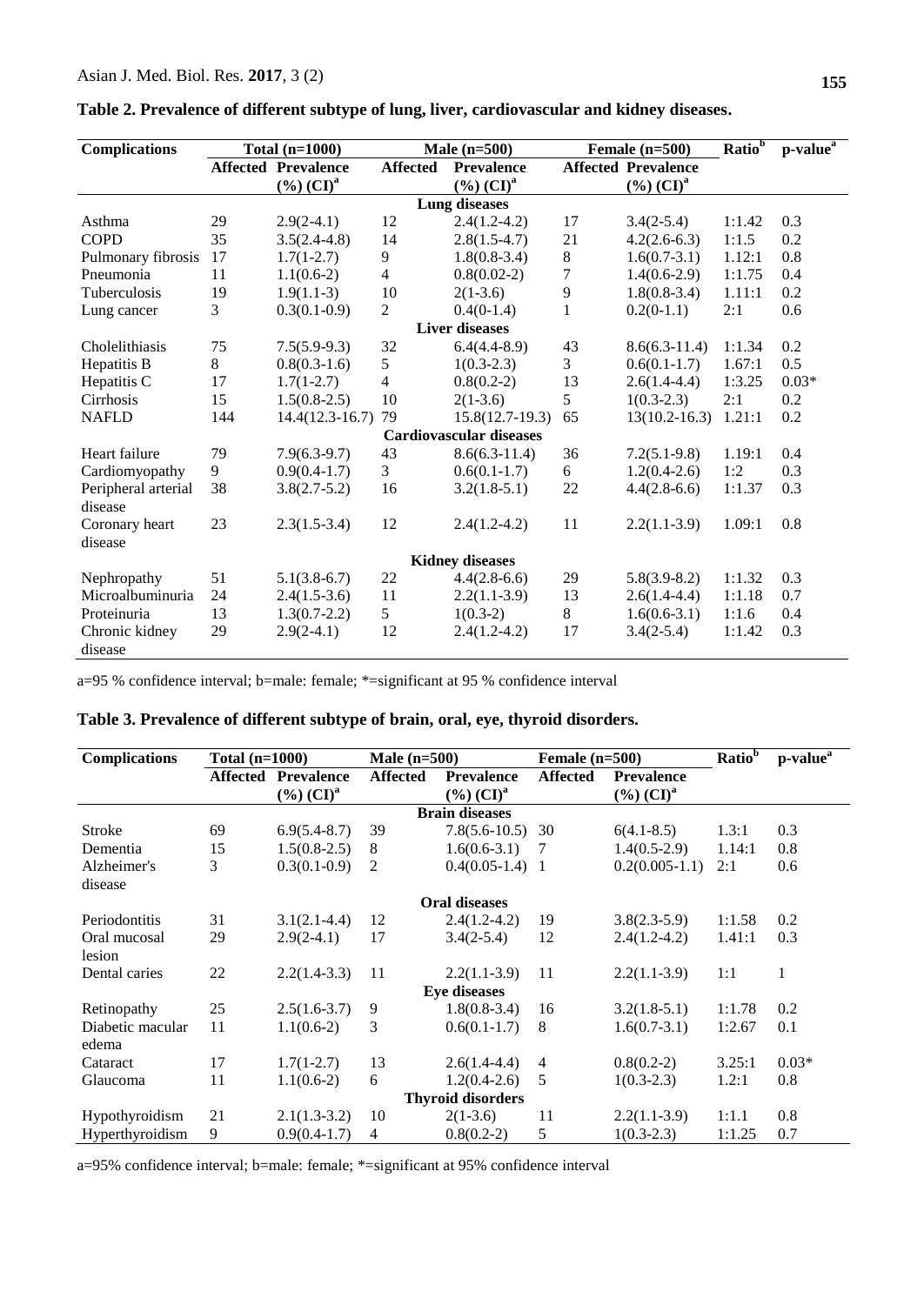**Table 2. Prevalence of different subtype of lung, liver, cardiovascular and kidney diseases.**

| Complications | Total (n=1000) | | Male (n=500) | | Female (n=500) | | Ratio[b] | p-value[a] |
|---|---|---|---|---|---|---|---|---|
| | Affected | Prevalence (%) (CI)[a] | Affected | Prevalence (%) (CI)[a] | Affected | Prevalence (%) (CI)[a] | | |
| **Lung diseases** | | | | | | | | |
| Asthma | 29 | 2.9(2-4.1) | 12 | 2.4(1.2-4.2) | 17 | 3.4(2-5.4) | 1:1.42 | 0.3 |
| COPD | 35 | 3.5(2.4-4.8) | 14 | 2.8(1.5-4.7) | 21 | 4.2(2.6-6.3) | 1:1.5 | 0.2 |
| Pulmonary fibrosis | 17 | 1.7(1-2.7) | 9 | 1.8(0.8-3.4) | 8 | 1.6(0.7-3.1) | 1.12:1 | 0.8 |
| Pneumonia | 11 | 1.1(0.6-2) | 4 | 0.8(0.02-2) | 7 | 1.4(0.6-2.9) | 1:1.75 | 0.4 |
| Tuberculosis | 19 | 1.9(1.1-3) | 10 | 2(1-3.6) | 9 | 1.8(0.8-3.4) | 1.11:1 | 0.2 |
| Lung cancer | 3 | 0.3(0.1-0.9) | 2 | 0.4(0-1.4) | 1 | 0.2(0-1.1) | 2:1 | 0.6 |
| **Liver diseases** | | | | | | | | |
| Cholelithiasis | 75 | 7.5(5.9-9.3) | 32 | 6.4(4.4-8.9) | 43 | 8.6(6.3-11.4) | 1:1.34 | 0.2 |
| Hepatitis B | 8 | 0.8(0.3-1.6) | 5 | 1(0.3-2.3) | 3 | 0.6(0.1-1.7) | 1.67:1 | 0.5 |
| Hepatitis C | 17 | 1.7(1-2.7) | 4 | 0.8(0.2-2) | 13 | 2.6(1.4-4.4) | 1:3.25 | 0.03* |
| Cirrhosis | 15 | 1.5(0.8-2.5) | 10 | 2(1-3.6) | 5 | 1(0.3-2.3) | 2:1 | 0.2 |
| NAFLD | 144 | 14.4(12.3-16.7) | 79 | 15.8(12.7-19.3) | 65 | 13(10.2-16.3) | 1.21:1 | 0.2 |
| **Cardiovascular diseases** | | | | | | | | |
| Heart failure | 79 | 7.9(6.3-9.7) | 43 | 8.6(6.3-11.4) | 36 | 7.2(5.1-9.8) | 1.19:1 | 0.4 |
| Cardiomyopathy | 9 | 0.9(0.4-1.7) | 3 | 0.6(0.1-1.7) | 6 | 1.2(0.4-2.6) | 1:2 | 0.3 |
| Peripheral arterial disease | 38 | 3.8(2.7-5.2) | 16 | 3.2(1.8-5.1) | 22 | 4.4(2.8-6.6) | 1:1.37 | 0.3 |
| Coronary heart disease | 23 | 2.3(1.5-3.4) | 12 | 2.4(1.2-4.2) | 11 | 2.2(1.1-3.9) | 1.09:1 | 0.8 |
| **Kidney diseases** | | | | | | | | |
| Nephropathy | 51 | 5.1(3.8-6.7) | 22 | 4.4(2.8-6.6) | 29 | 5.8(3.9-8.2) | 1:1.32 | 0.3 |
| Microalbuminuria | 24 | 2.4(1.5-3.6) | 11 | 2.2(1.1-3.9) | 13 | 2.6(1.4-4.4) | 1:1.18 | 0.7 |
| Proteinuria | 13 | 1.3(0.7-2.2) | 5 | 1(0.3-2) | 8 | 1.6(0.6-3.1) | 1:1.6 | 0.4 |
| Chronic kidney disease | 29 | 2.9(2-4.1) | 12 | 2.4(1.2-4.2) | 17 | 3.4(2-5.4) | 1:1.42 | 0.3 |

a=95 % confidence interval; b=male: female; *=significant at 95 % confidence interval

**Table 3. Prevalence of different subtype of brain, oral, eye, thyroid disorders.**

| Complications | Total (n=1000) | | Male (n=500) | | Female (n=500) | | Ratio[b] | p-value[a] |
|---|---|---|---|---|---|---|---|---|
| | Affected | Prevalence (%) (CI)[a] | Affected | Prevalence (%) (CI)[a] | Affected | Prevalence (%) (CI)[a] | | |
| **Brain diseases** | | | | | | | | |
| Stroke | 69 | 6.9(5.4-8.7) | 39 | 7.8(5.6-10.5) | 30 | 6(4.1-8.5) | 1.3:1 | 0.3 |
| Dementia | 15 | 1.5(0.8-2.5) | 8 | 1.6(0.6-3.1) | 7 | 1.4(0.5-2.9) | 1.14:1 | 0.8 |
| Alzheimer's disease | 3 | 0.3(0.1-0.9) | 2 | 0.4(0.05-1.4) | 1 | 0.2(0.005-1.1) | 2:1 | 0.6 |
| **Oral diseases** | | | | | | | | |
| Periodontitis | 31 | 3.1(2.1-4.4) | 12 | 2.4(1.2-4.2) | 19 | 3.8(2.3-5.9) | 1:1.58 | 0.2 |
| Oral mucosal lesion | 29 | 2.9(2-4.1) | 17 | 3.4(2-5.4) | 12 | 2.4(1.2-4.2) | 1.41:1 | 0.3 |
| Dental caries | 22 | 2.2(1.4-3.3) | 11 | 2.2(1.1-3.9) | 11 | 2.2(1.1-3.9) | 1:1 | 1 |
| **Eye diseases** | | | | | | | | |
| Retinopathy | 25 | 2.5(1.6-3.7) | 9 | 1.8(0.8-3.4) | 16 | 3.2(1.8-5.1) | 1:1.78 | 0.2 |
| Diabetic macular edema | 11 | 1.1(0.6-2) | 3 | 0.6(0.1-1.7) | 8 | 1.6(0.7-3.1) | 1:2.67 | 0.1 |
| Cataract | 17 | 1.7(1-2.7) | 13 | 2.6(1.4-4.4) | 4 | 0.8(0.2-2) | 3.25:1 | 0.03* |
| Glaucoma | 11 | 1.1(0.6-2) | 6 | 1.2(0.4-2.6) | 5 | 1(0.3-2.3) | 1.2:1 | 0.8 |
| **Thyroid disorders** | | | | | | | | |
| Hypothyroidism | 21 | 2.1(1.3-3.2) | 10 | 2(1-3.6) | 11 | 2.2(1.1-3.9) | 1:1.1 | 0.8 |
| Hyperthyroidism | 9 | 0.9(0.4-1.7) | 4 | 0.8(0.2-2) | 5 | 1(0.3-2.3) | 1:1.25 | 0.7 |

a=95% confidence interval; b=male: female; *=significant at 95% confidence interval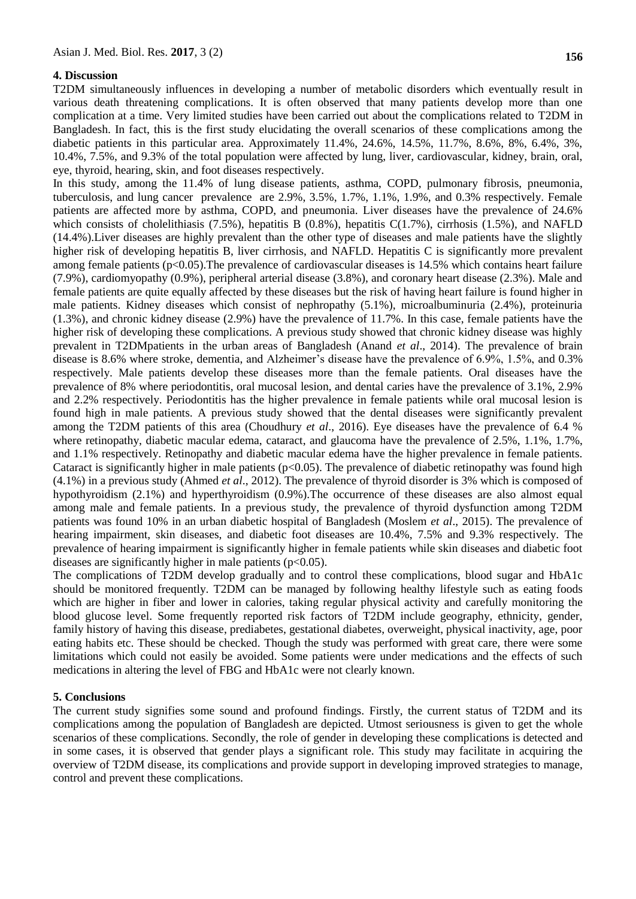## 4. Discussion

T2DM simultaneously influences in developing a number of metabolic disorders which eventually result in various death threatening complications. It is often observed that many patients develop more than one complication at a time. Very limited studies have been carried out about the complications related to T2DM in Bangladesh. In fact, this is the first study elucidating the overall scenarios of these complications among the diabetic patients in this particular area. Approximately 11.4%, 24.6%, 14.5%, 11.7%, 8.6%, 8%, 6.4%, 3%, 10.4%, 7.5%, and 9.3% of the total population were affected by lung, liver, cardiovascular, kidney, brain, oral, eye, thyroid, hearing, skin, and foot diseases respectively.

In this study, among the 11.4% of lung disease patients, asthma, COPD, pulmonary fibrosis, pneumonia, tuberculosis, and lung cancer prevalence are 2.9%, 3.5%, 1.7%, 1.1%, 1.9%, and 0.3% respectively. Female patients are affected more by asthma, COPD, and pneumonia. Liver diseases have the prevalence of 24.6% which consists of cholelithiasis (7.5%), hepatitis B (0.8%), hepatitis C(1.7%), cirrhosis (1.5%), and NAFLD (14.4%).Liver diseases are highly prevalent than the other type of diseases and male patients have the slightly higher risk of developing hepatitis B, liver cirrhosis, and NAFLD. Hepatitis C is significantly more prevalent among female patients ($p<0.05$).The prevalence of cardiovascular diseases is 14.5% which contains heart failure (7.9%), cardiomyopathy (0.9%), peripheral arterial disease (3.8%), and coronary heart disease (2.3%). Male and female patients are quite equally affected by these diseases but the risk of having heart failure is found higher in male patients. Kidney diseases which consist of nephropathy (5.1%), microalbuminuria (2.4%), proteinuria (1.3%), and chronic kidney disease (2.9%) have the prevalence of 11.7%. In this case, female patients have the higher risk of developing these complications. A previous study showed that chronic kidney disease was highly prevalent in T2DMpatients in the urban areas of Bangladesh (Anand *et al*., 2014). The prevalence of brain disease is 8.6% where stroke, dementia, and Alzheimer's disease have the prevalence of 6.9%, 1.5%, and 0.3% respectively. Male patients develop these diseases more than the female patients. Oral diseases have the prevalence of 8% where periodontitis, oral mucosal lesion, and dental caries have the prevalence of 3.1%, 2.9% and 2.2% respectively. Periodontitis has the higher prevalence in female patients while oral mucosal lesion is found high in male patients. A previous study showed that the dental diseases were significantly prevalent among the T2DM patients of this area (Choudhury *et al*., 2016). Eye diseases have the prevalence of 6.4 % where retinopathy, diabetic macular edema, cataract, and glaucoma have the prevalence of 2.5%, 1.1%, 1.7%, and 1.1% respectively. Retinopathy and diabetic macular edema have the higher prevalence in female patients. Cataract is significantly higher in male patients ($p<0.05$). The prevalence of diabetic retinopathy was found high (4.1%) in a previous study (Ahmed *et al*., 2012). The prevalence of thyroid disorder is 3% which is composed of hypothyroidism (2.1%) and hyperthyroidism (0.9%).The occurrence of these diseases are also almost equal among male and female patients. In a previous study, the prevalence of thyroid dysfunction among T2DM patients was found 10% in an urban diabetic hospital of Bangladesh (Moslem *et al*., 2015). The prevalence of hearing impairment, skin diseases, and diabetic foot diseases are 10.4%, 7.5% and 9.3% respectively. The prevalence of hearing impairment is significantly higher in female patients while skin diseases and diabetic foot diseases are significantly higher in male patients ($p<0.05$).

The complications of T2DM develop gradually and to control these complications, blood sugar and HbA1c should be monitored frequently. T2DM can be managed by following healthy lifestyle such as eating foods which are higher in fiber and lower in calories, taking regular physical activity and carefully monitoring the blood glucose level. Some frequently reported risk factors of T2DM include geography, ethnicity, gender, family history of having this disease, prediabetes, gestational diabetes, overweight, physical inactivity, age, poor eating habits etc. These should be checked. Though the study was performed with great care, there were some limitations which could not easily be avoided. Some patients were under medications and the effects of such medications in altering the level of FBG and HbA1c were not clearly known.

## 5. Conclusions

The current study signifies some sound and profound findings. Firstly, the current status of T2DM and its complications among the population of Bangladesh are depicted. Utmost seriousness is given to get the whole scenarios of these complications. Secondly, the role of gender in developing these complications is detected and in some cases, it is observed that gender plays a significant role. This study may facilitate in acquiring the overview of T2DM disease, its complications and provide support in developing improved strategies to manage, control and prevent these complications.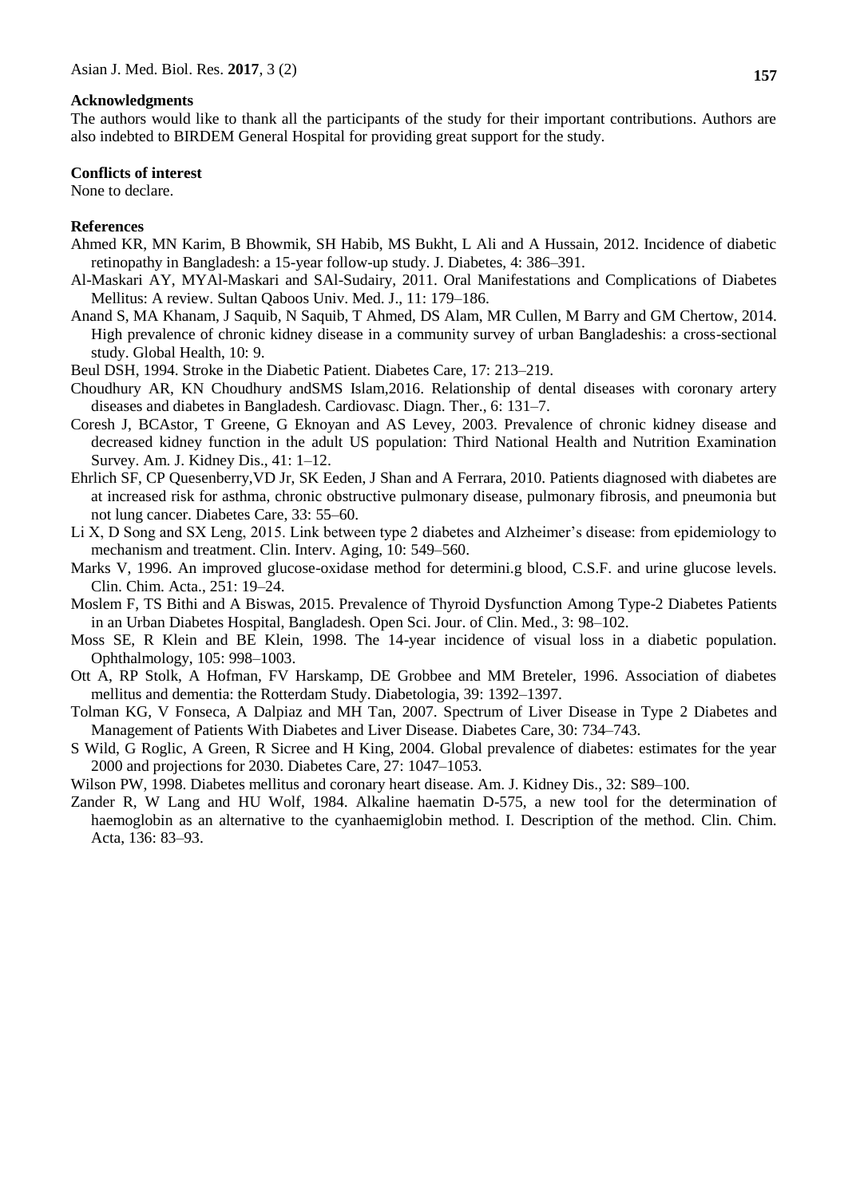## Acknowledgments

The authors would like to thank all the participants of the study for their important contributions. Authors are also indebted to BIRDEM General Hospital for providing great support for the study.

## Conflicts of interest

None to declare.

## References

Ahmed KR, MN Karim, B Bhowmik, SH Habib, MS Bukht, L Ali and A Hussain, 2012. Incidence of diabetic retinopathy in Bangladesh: a 15-year follow-up study. J. Diabetes, 4: 386–391.

Al-Maskari AY, MYAl-Maskari and SAl-Sudairy, 2011. Oral Manifestations and Complications of Diabetes Mellitus: A review. Sultan Qaboos Univ. Med. J., 11: 179–186.

Anand S, MA Khanam, J Saquib, N Saquib, T Ahmed, DS Alam, MR Cullen, M Barry and GM Chertow, 2014. High prevalence of chronic kidney disease in a community survey of urban Bangladeshis: a cross-sectional study. Global Health, 10: 9.

Beul DSH, 1994. Stroke in the Diabetic Patient. Diabetes Care, 17: 213–219.

Choudhury AR, KN Choudhury andSMS Islam,2016. Relationship of dental diseases with coronary artery diseases and diabetes in Bangladesh. Cardiovasc. Diagn. Ther., 6: 131–7.

Coresh J, BCAstor, T Greene, G Eknoyan and AS Levey, 2003. Prevalence of chronic kidney disease and decreased kidney function in the adult US population: Third National Health and Nutrition Examination Survey. Am. J. Kidney Dis., 41: 1–12.

Ehrlich SF, CP Quesenberry,VD Jr, SK Eeden, J Shan and A Ferrara, 2010. Patients diagnosed with diabetes are at increased risk for asthma, chronic obstructive pulmonary disease, pulmonary fibrosis, and pneumonia but not lung cancer. Diabetes Care, 33: 55–60.

Li X, D Song and SX Leng, 2015. Link between type 2 diabetes and Alzheimer's disease: from epidemiology to mechanism and treatment. Clin. Interv. Aging, 10: 549–560.

Marks V, 1996. An improved glucose-oxidase method for determini.g blood, C.S.F. and urine glucose levels. Clin. Chim. Acta., 251: 19–24.

Moslem F, TS Bithi and A Biswas, 2015. Prevalence of Thyroid Dysfunction Among Type-2 Diabetes Patients in an Urban Diabetes Hospital, Bangladesh. Open Sci. Jour. of Clin. Med., 3: 98–102.

Moss SE, R Klein and BE Klein, 1998. The 14-year incidence of visual loss in a diabetic population. Ophthalmology, 105: 998–1003.

Ott A, RP Stolk, A Hofman, FV Harskamp, DE Grobbee and MM Breteler, 1996. Association of diabetes mellitus and dementia: the Rotterdam Study. Diabetologia, 39: 1392–1397.

Tolman KG, V Fonseca, A Dalpiaz and MH Tan, 2007. Spectrum of Liver Disease in Type 2 Diabetes and Management of Patients With Diabetes and Liver Disease. Diabetes Care, 30: 734–743.

S Wild, G Roglic, A Green, R Sicree and H King, 2004. Global prevalence of diabetes: estimates for the year 2000 and projections for 2030. Diabetes Care, 27: 1047–1053.

Wilson PW, 1998. Diabetes mellitus and coronary heart disease. Am. J. Kidney Dis., 32: S89–100.

Zander R, W Lang and HU Wolf, 1984. Alkaline haematin D-575, a new tool for the determination of haemoglobin as an alternative to the cyanhaemiglobin method. I. Description of the method. Clin. Chim. Acta, 136: 83–93.